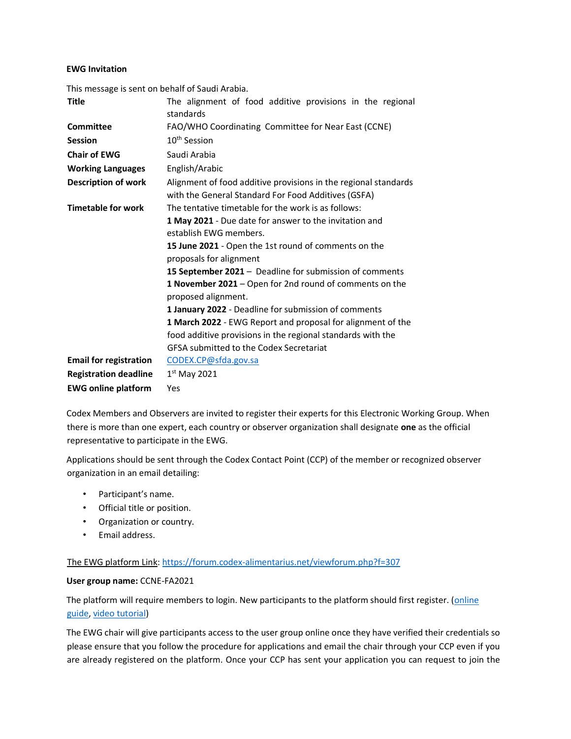**EWG Invitation**

This message is sent on behalf of Saudi Arabia.

| | |
|---|---|
| **Title** | The alignment of food additive provisions in the regional standards |
| **Committee** | FAO/WHO Coordinating Committee for Near East (CCNE) |
| **Session** | 10th Session |
| **Chair of EWG** | Saudi Arabia |
| **Working Languages** | English/Arabic |
| **Description of work** | Alignment of food additive provisions in the regional standards with the General Standard For Food Additives (GSFA) |
| **Timetable for work** | The tentative timetable for the work is as follows:<br>**1 May 2021** - Due date for answer to the invitation and establish EWG members.<br>**15 June 2021** - Open the 1st round of comments on the proposals for alignment<br>**15 September 2021** – Deadline for submission of comments<br>**1 November 2021** – Open for 2nd round of comments on the proposed alignment.<br>**1 January 2022** - Deadline for submission of comments<br>**1 March 2022** - EWG Report and proposal for alignment of the food additive provisions in the regional standards with the GFSA submitted to the Codex Secretariat |
| **Email for registration** | CODEX.CP@sfda.gov.sa |
| **Registration deadline** | 1st May 2021 |
| **EWG online platform** | Yes |

Codex Members and Observers are invited to register their experts for this Electronic Working Group. When there is more than one expert, each country or observer organization shall designate **one** as the official representative to participate in the EWG.

Applications should be sent through the Codex Contact Point (CCP) of the member or recognized observer organization in an email detailing:

- Participant's name.
- Official title or position.
- Organization or country.
- Email address.

The EWG platform Link: https://forum.codex-alimentarius.net/viewforum.php?f=307

**User group name:** CCNE-FA2021

The platform will require members to login. New participants to the platform should first register. (online guide, video tutorial)

The EWG chair will give participants access to the user group online once they have verified their credentials so please ensure that you follow the procedure for applications and email the chair through your CCP even if you are already registered on the platform. Once your CCP has sent your application you can request to join the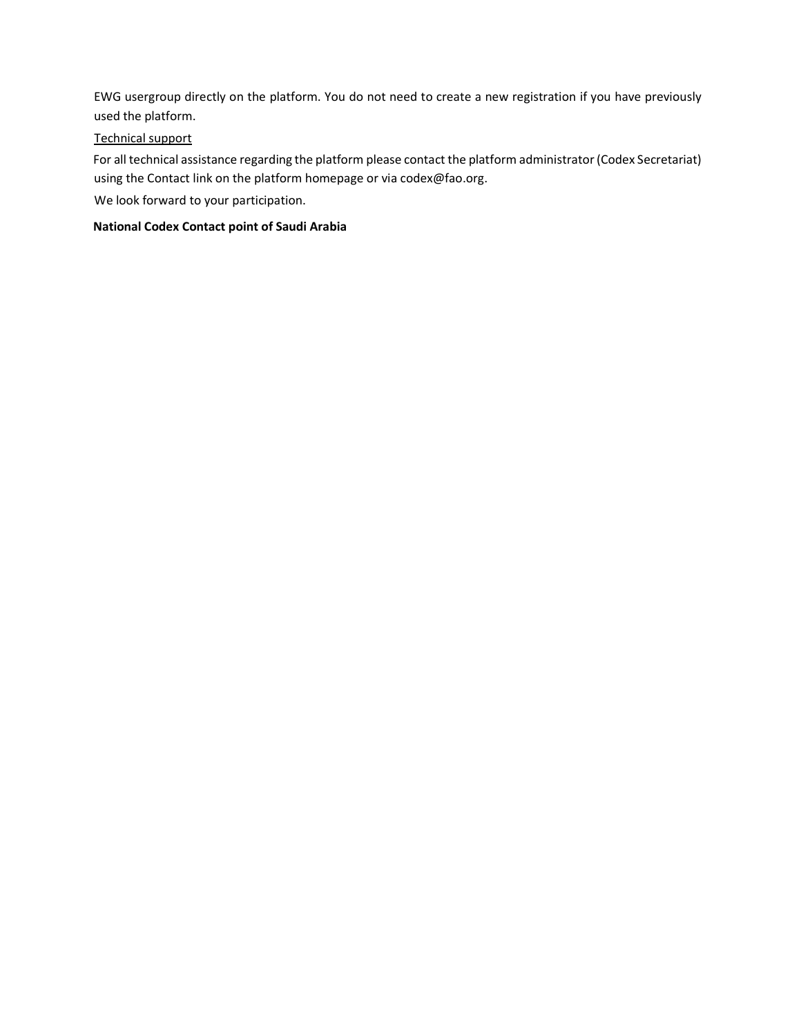EWG usergroup directly on the platform. You do not need to create a new registration if you have previously used the platform.

Technical support

For all technical assistance regarding the platform please contact the platform administrator (Codex Secretariat) using the Contact link on the platform homepage or via codex@fao.org.

We look forward to your participation.

**National Codex Contact point of Saudi Arabia**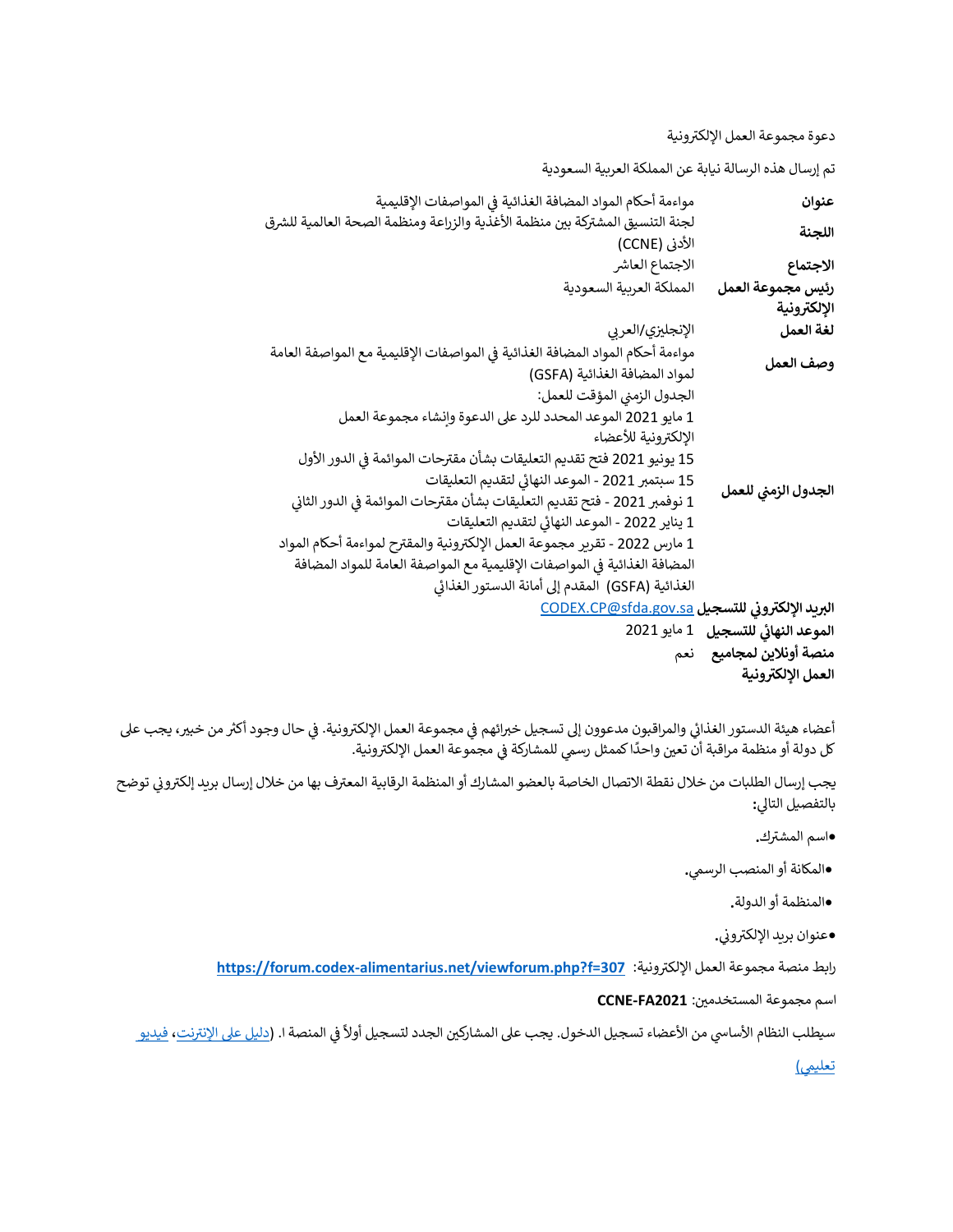دعوة مجموعة العمل الإلكترونية

تم إرسال هذه الرسالة نيابة عن المملكة العربية السعودية

| | |
|---|---|
| **عنوان** | مواءمة أحكام المواد المضافة الغذائية في المواصفات الإقليمية |
| **اللجنة** | لجنة التنسيق المشتركة بين منظمة الأغذية والزراعة ومنظمة الصحة العالمية للشرق الأدنى (CCNE) |
| **الاجتماع** | الاجتماع العاشر |
| **رئيس مجموعة العمل الإلكترونية** | المملكة العربية السعودية |
| **لغة العمل** | الإنجليزي/العربي |
| **وصف العمل** | مواءمة أحكام المواد المضافة الغذائية في المواصفات الإقليمية مع المواصفة العامة لمواد المضافة الغذائية (GSFA) |
| **الجدول الزمني للعمل** | الجدول الزمني المؤقت للعمل:<br>1 مايو 2021 الموعد المحدد للرد على الدعوة وإنشاء مجموعة العمل الإلكترونية للأعضاء<br>15 يونيو 2021 فتح تقديم التعليقات بشأن مقترحات الموائمة في الدور الأول<br>15 سبتمبر 2021 - الموعد النهائي لتقديم التعليقات<br>1 نوفمبر 2021 - فتح تقديم التعليقات بشأن مقترحات الموائمة في الدور الثاني<br>1 يناير 2022 - الموعد النهائي لتقديم التعليقات<br>1 مارس 2022 - تقرير مجموعة العمل الإلكترونية والمقترح لمواءمة أحكام المواد المضافة الغذائية في المواصفات الإقليمية مع المواصفة العامة للمواد المضافة الغذائية (GSFA) المقدم إلى أمانة الدستور الغذائي |
| **البريد الإلكتروني للتسجيل** | CODEX.CP@sfda.gov.sa |
| **الموعد النهائي للتسجيل** | 1 مايو 2021 |
| **منصة أونلاين لمجاميع العمل الإلكترونية** | نعم |

أعضاء هيئة الدستور الغذائي والمراقبون مدعوون إلى تسجيل خبرائهم في مجموعة العمل الإلكترونية. في حال وجود أكثر من خبير، يجب على كل دولة أو منظمة مراقبة أن تعين واحدًا كممثل رسمي للمشاركة في مجموعة العمل الإلكترونية.

يجب إرسال الطلبات من خلال نقطة الاتصال الخاصة بالعضو المشارك أو المنظمة الرقابية المعترف بها من خلال إرسال بريد إلكتروني توضح بالتفصيل التالي:

- اسم المشترك.
- المكانة أو المنصب الرسمي.
- المنظمة أو الدولة.
- عنوان بريد الإلكتروني.

رابط منصة مجموعة العمل الإلكترونية: **https://forum.codex-alimentarius.net/viewforum.php?f=307**

اسم مجموعة المستخدمين: **CCNE-FA2021**

سيطلب النظام الأساسي من الأعضاء تسجيل الدخول. يجب على المشاركين الجدد لتسجيل أولاً في المنصة ا. (دليل على الإنترنت، فيديو تعليمي)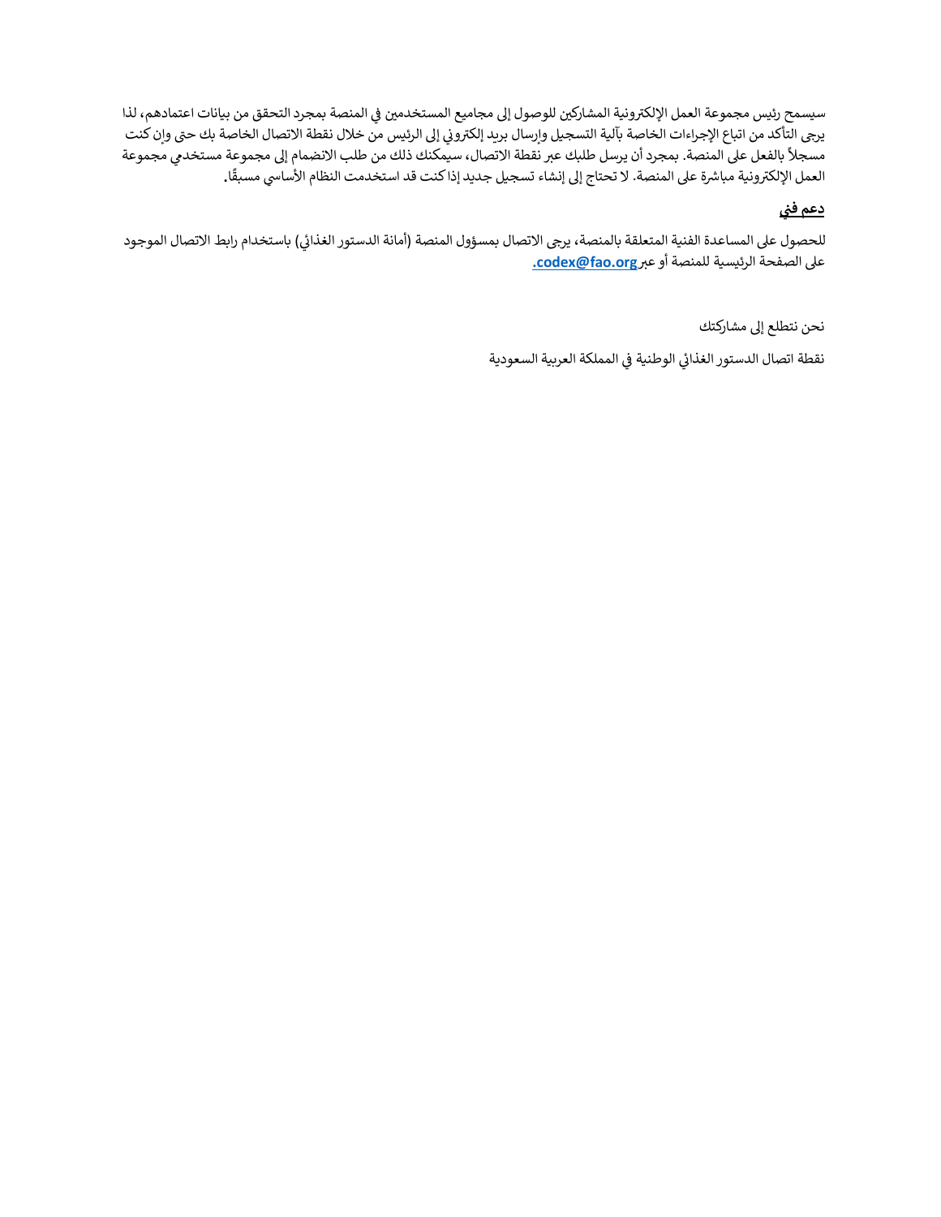سيسمح رئيس مجموعة العمل الإلكترونية المشاركين للوصول إلى مجاميع المستخدمين في المنصة بمجرد التحقق من بيانات اعتمادهم، لذا يرجى التأكد من اتباع الإجراءات الخاصة بآلية التسجيل وإرسال بريد إلكتروني إلى الرئيس من خلال نقطة الاتصال الخاصة بك حتى وإن كنت مسجلاً بالفعل على المنصة. بمجرد أن يرسل طلبك عبر نقطة الاتصال، سيمكنك ذلك من طلب الانضمام إلى مجموعة مستخدمي مجموعة العمل الإلكترونية مباشرة على المنصة. لا تحتاج إلى إنشاء تسجيل جديد إذا كنت قد استخدمت النظام الأساسي مسبقًا.

**دعم فني**

للحصول على المساعدة الفنية المتعلقة بالمنصة، يرجى الاتصال بمسؤول المنصة (أمانة الدستور الغذائي) باستخدام رابط الاتصال الموجود على الصفحة الرئيسية للمنصة أو عبر **codex@fao.org.**

نحن نتطلع إلى مشاركتك

نقطة اتصال الدستور الغذائي الوطنية في المملكة العربية السعودية